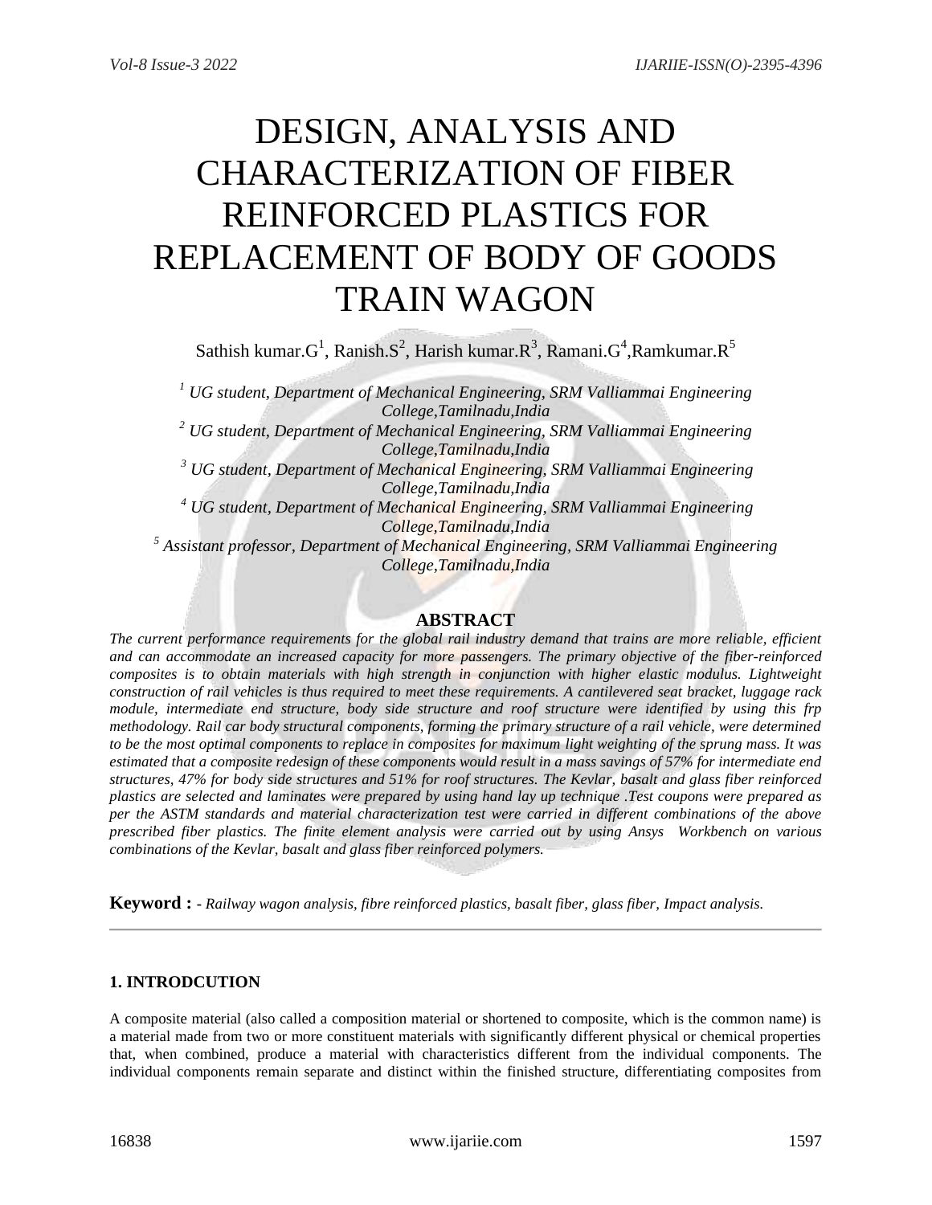# DESIGN, ANALYSIS AND CHARACTERIZATION OF FIBER REINFORCED PLASTICS FOR REPLACEMENT OF BODY OF GOODS TRAIN WAGON

Sathish kumar.G[1], Ranish.S[2], Harish kumar.R[3], Ramani.G[4],Ramkumar.R[5]

*[1] UG student, Department of Mechanical Engineering, SRM Valliammai Engineering College,Tamilnadu,India*
*[2] UG student, Department of Mechanical Engineering, SRM Valliammai Engineering College,Tamilnadu,India*
*[3] UG student, Department of Mechanical Engineering, SRM Valliammai Engineering College,Tamilnadu,India*
*[4] UG student, Department of Mechanical Engineering, SRM Valliammai Engineering College,Tamilnadu,India*
*[5] Assistant professor, Department of Mechanical Engineering, SRM Valliammai Engineering College,Tamilnadu,India*

## ABSTRACT

*The current performance requirements for the global rail industry demand that trains are more reliable, efficient and can accommodate an increased capacity for more passengers. The primary objective of the fiber-reinforced composites is to obtain materials with high strength in conjunction with higher elastic modulus. Lightweight construction of rail vehicles is thus required to meet these requirements. A cantilevered seat bracket, luggage rack module, intermediate end structure, body side structure and roof structure were identified by using this frp methodology. Rail car body structural components, forming the primary structure of a rail vehicle, were determined to be the most optimal components to replace in composites for maximum light weighting of the sprung mass. It was estimated that a composite redesign of these components would result in a mass savings of 57% for intermediate end structures, 47% for body side structures and 51% for roof structures. The Kevlar, basalt and glass fiber reinforced plastics are selected and laminates were prepared by using hand lay up technique .Test coupons were prepared as per the ASTM standards and material characterization test were carried in different combinations of the above prescribed fiber plastics. The finite element analysis were carried out by using Ansys Workbench on various combinations of the Kevlar, basalt and glass fiber reinforced polymers.*

**Keyword :** *- Railway wagon analysis, fibre reinforced plastics, basalt fiber, glass fiber, Impact analysis.*

---

## 1. INTRODCUTION

A composite material (also called a composition material or shortened to composite, which is the common name) is a material made from two or more constituent materials with significantly different physical or chemical properties that, when combined, produce a material with characteristics different from the individual components. The individual components remain separate and distinct within the finished structure, differentiating composites from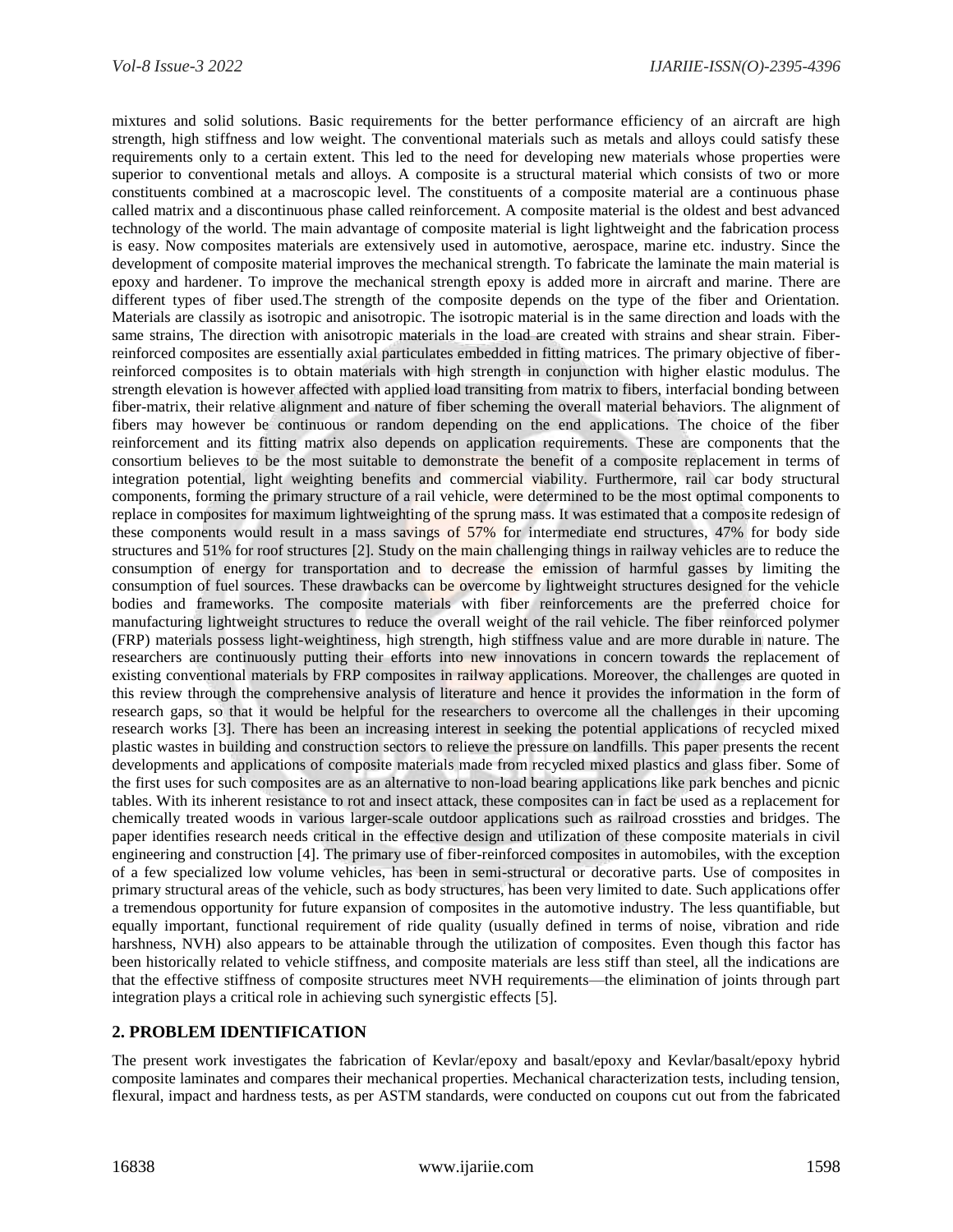mixtures and solid solutions. Basic requirements for the better performance efficiency of an aircraft are high strength, high stiffness and low weight. The conventional materials such as metals and alloys could satisfy these requirements only to a certain extent. This led to the need for developing new materials whose properties were superior to conventional metals and alloys. A composite is a structural material which consists of two or more constituents combined at a macroscopic level. The constituents of a composite material are a continuous phase called matrix and a discontinuous phase called reinforcement. A composite material is the oldest and best advanced technology of the world. The main advantage of composite material is light lightweight and the fabrication process is easy. Now composites materials are extensively used in automotive, aerospace, marine etc. industry. Since the development of composite material improves the mechanical strength. To fabricate the laminate the main material is epoxy and hardener. To improve the mechanical strength epoxy is added more in aircraft and marine. There are different types of fiber used.The strength of the composite depends on the type of the fiber and Orientation. Materials are classily as isotropic and anisotropic. The isotropic material is in the same direction and loads with the same strains, The direction with anisotropic materials in the load are created with strains and shear strain. Fiber-reinforced composites are essentially axial particulates embedded in fitting matrices. The primary objective of fiber-reinforced composites is to obtain materials with high strength in conjunction with higher elastic modulus. The strength elevation is however affected with applied load transiting from matrix to fibers, interfacial bonding between fiber-matrix, their relative alignment and nature of fiber scheming the overall material behaviors. The alignment of fibers may however be continuous or random depending on the end applications. The choice of the fiber reinforcement and its fitting matrix also depends on application requirements. These are components that the consortium believes to be the most suitable to demonstrate the benefit of a composite replacement in terms of integration potential, light weighting benefits and commercial viability. Furthermore, rail car body structural components, forming the primary structure of a rail vehicle, were determined to be the most optimal components to replace in composites for maximum lightweighting of the sprung mass. It was estimated that a composite redesign of these components would result in a mass savings of 57% for intermediate end structures, 47% for body side structures and 51% for roof structures [2]. Study on the main challenging things in railway vehicles are to reduce the consumption of energy for transportation and to decrease the emission of harmful gasses by limiting the consumption of fuel sources. These drawbacks can be overcome by lightweight structures designed for the vehicle bodies and frameworks. The composite materials with fiber reinforcements are the preferred choice for manufacturing lightweight structures to reduce the overall weight of the rail vehicle. The fiber reinforced polymer (FRP) materials possess light-weightiness, high strength, high stiffness value and are more durable in nature. The researchers are continuously putting their efforts into new innovations in concern towards the replacement of existing conventional materials by FRP composites in railway applications. Moreover, the challenges are quoted in this review through the comprehensive analysis of literature and hence it provides the information in the form of research gaps, so that it would be helpful for the researchers to overcome all the challenges in their upcoming research works [3]. There has been an increasing interest in seeking the potential applications of recycled mixed plastic wastes in building and construction sectors to relieve the pressure on landfills. This paper presents the recent developments and applications of composite materials made from recycled mixed plastics and glass fiber. Some of the first uses for such composites are as an alternative to non-load bearing applications like park benches and picnic tables. With its inherent resistance to rot and insect attack, these composites can in fact be used as a replacement for chemically treated woods in various larger-scale outdoor applications such as railroad crossties and bridges. The paper identifies research needs critical in the effective design and utilization of these composite materials in civil engineering and construction [4]. The primary use of fiber-reinforced composites in automobiles, with the exception of a few specialized low volume vehicles, has been in semi-structural or decorative parts. Use of composites in primary structural areas of the vehicle, such as body structures, has been very limited to date. Such applications offer a tremendous opportunity for future expansion of composites in the automotive industry. The less quantifiable, but equally important, functional requirement of ride quality (usually defined in terms of noise, vibration and ride harshness, NVH) also appears to be attainable through the utilization of composites. Even though this factor has been historically related to vehicle stiffness, and composite materials are less stiff than steel, all the indications are that the effective stiffness of composite structures meet NVH requirements—the elimination of joints through part integration plays a critical role in achieving such synergistic effects [5].

## 2. PROBLEM IDENTIFICATION

The present work investigates the fabrication of Kevlar/epoxy and basalt/epoxy and Kevlar/basalt/epoxy hybrid composite laminates and compares their mechanical properties. Mechanical characterization tests, including tension, flexural, impact and hardness tests, as per ASTM standards, were conducted on coupons cut out from the fabricated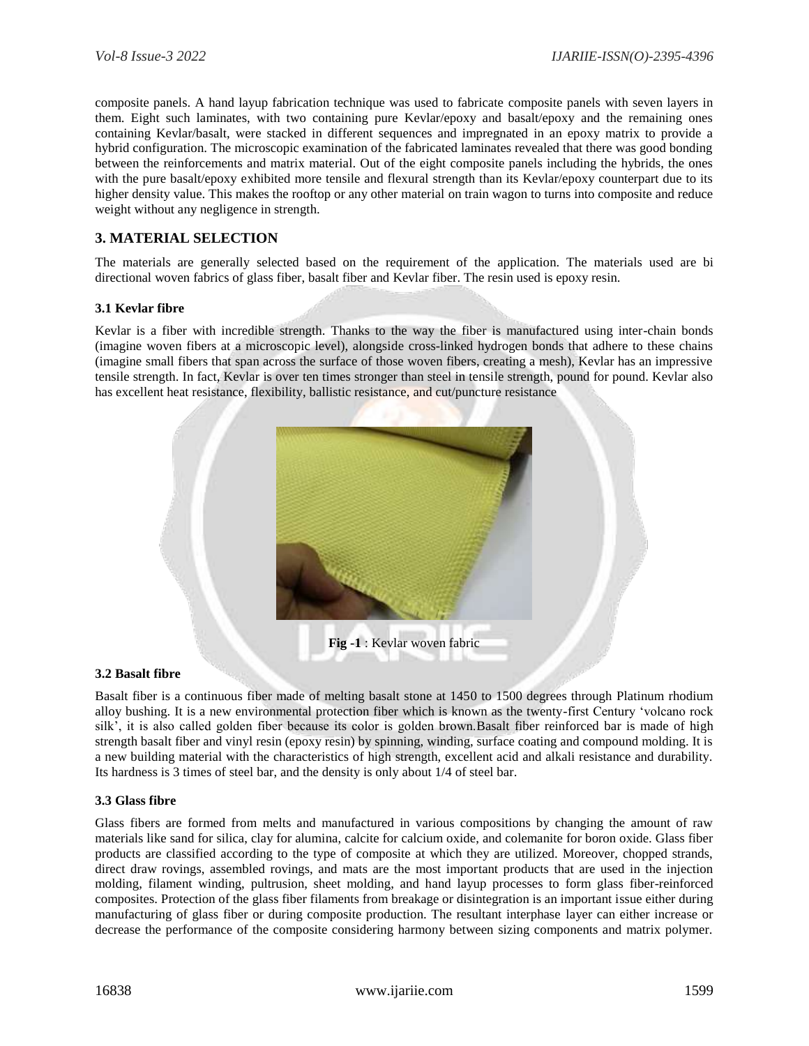composite panels. A hand layup fabrication technique was used to fabricate composite panels with seven layers in them. Eight such laminates, with two containing pure Kevlar/epoxy and basalt/epoxy and the remaining ones containing Kevlar/basalt, were stacked in different sequences and impregnated in an epoxy matrix to provide a hybrid configuration. The microscopic examination of the fabricated laminates revealed that there was good bonding between the reinforcements and matrix material. Out of the eight composite panels including the hybrids, the ones with the pure basalt/epoxy exhibited more tensile and flexural strength than its Kevlar/epoxy counterpart due to its higher density value. This makes the rooftop or any other material on train wagon to turns into composite and reduce weight without any negligence in strength.

## 3. MATERIAL SELECTION

The materials are generally selected based on the requirement of the application. The materials used are bi directional woven fabrics of glass fiber, basalt fiber and Kevlar fiber. The resin used is epoxy resin.

### 3.1 Kevlar fibre

Kevlar is a fiber with incredible strength. Thanks to the way the fiber is manufactured using inter-chain bonds (imagine woven fibers at a microscopic level), alongside cross-linked hydrogen bonds that adhere to these chains (imagine small fibers that span across the surface of those woven fibers, creating a mesh), Kevlar has an impressive tensile strength. In fact, Kevlar is over ten times stronger than steel in tensile strength, pound for pound. Kevlar also has excellent heat resistance, flexibility, ballistic resistance, and cut/puncture resistance

**Fig -1** : Kevlar woven fabric

### 3.2 Basalt fibre

Basalt fiber is a continuous fiber made of melting basalt stone at 1450 to 1500 degrees through Platinum rhodium alloy bushing. It is a new environmental protection fiber which is known as the twenty-first Century 'volcano rock silk', it is also called golden fiber because its color is golden brown.Basalt fiber reinforced bar is made of high strength basalt fiber and vinyl resin (epoxy resin) by spinning, winding, surface coating and compound molding. It is a new building material with the characteristics of high strength, excellent acid and alkali resistance and durability. Its hardness is 3 times of steel bar, and the density is only about 1/4 of steel bar.

### 3.3 Glass fibre

Glass fibers are formed from melts and manufactured in various compositions by changing the amount of raw materials like sand for silica, clay for alumina, calcite for calcium oxide, and colemanite for boron oxide. Glass fiber products are classified according to the type of composite at which they are utilized. Moreover, chopped strands, direct draw rovings, assembled rovings, and mats are the most important products that are used in the injection molding, filament winding, pultrusion, sheet molding, and hand layup processes to form glass fiber-reinforced composites. Protection of the glass fiber filaments from breakage or disintegration is an important issue either during manufacturing of glass fiber or during composite production. The resultant interphase layer can either increase or decrease the performance of the composite considering harmony between sizing components and matrix polymer.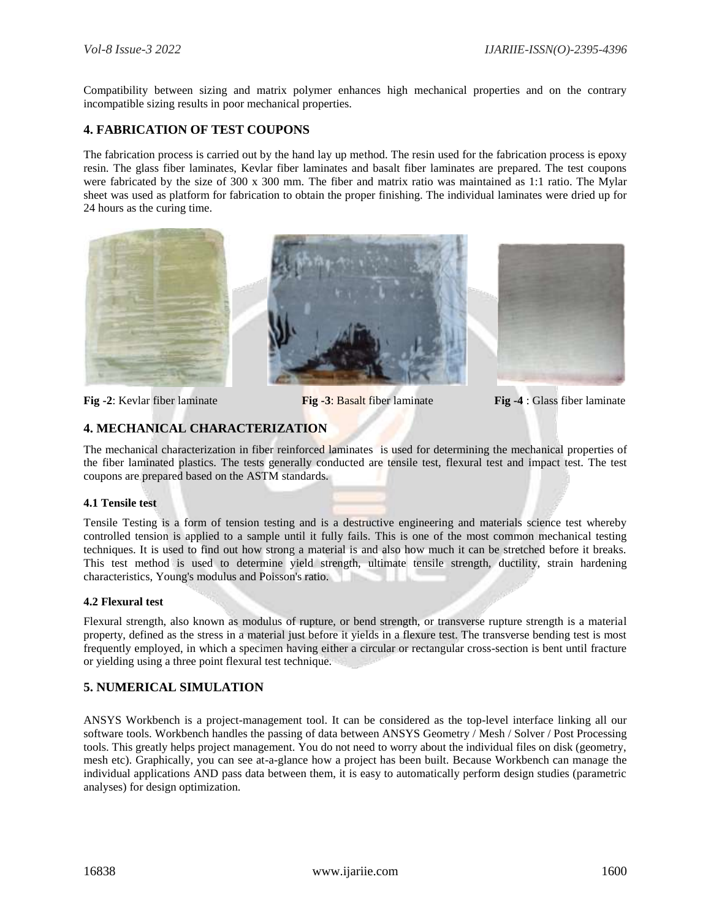Compatibility between sizing and matrix polymer enhances high mechanical properties and on the contrary incompatible sizing results in poor mechanical properties.

## 4. FABRICATION OF TEST COUPONS

The fabrication process is carried out by the hand lay up method. The resin used for the fabrication process is epoxy resin. The glass fiber laminates, Kevlar fiber laminates and basalt fiber laminates are prepared. The test coupons were fabricated by the size of 300 x 300 mm. The fiber and matrix ratio was maintained as 1:1 ratio. The Mylar sheet was used as platform for fabrication to obtain the proper finishing. The individual laminates were dried up for 24 hours as the curing time.

**Fig -2**: Kevlar fiber laminate

**Fig -3**: Basalt fiber laminate

**Fig -4** : Glass fiber laminate

## 4. MECHANICAL CHARACTERIZATION

The mechanical characterization in fiber reinforced laminates is used for determining the mechanical properties of the fiber laminated plastics. The tests generally conducted are tensile test, flexural test and impact test. The test coupons are prepared based on the ASTM standards.

### 4.1 Tensile test

Tensile Testing is a form of tension testing and is a destructive engineering and materials science test whereby controlled tension is applied to a sample until it fully fails. This is one of the most common mechanical testing techniques. It is used to find out how strong a material is and also how much it can be stretched before it breaks. This test method is used to determine yield strength, ultimate tensile strength, ductility, strain hardening characteristics, Young's modulus and Poisson's ratio.

### 4.2 Flexural test

Flexural strength, also known as modulus of rupture, or bend strength, or transverse rupture strength is a material property, defined as the stress in a material just before it yields in a flexure test. The transverse bending test is most frequently employed, in which a specimen having either a circular or rectangular cross-section is bent until fracture or yielding using a three point flexural test technique.

## 5. NUMERICAL SIMULATION

ANSYS Workbench is a project-management tool. It can be considered as the top-level interface linking all our software tools. Workbench handles the passing of data between ANSYS Geometry / Mesh / Solver / Post Processing tools. This greatly helps project management. You do not need to worry about the individual files on disk (geometry, mesh etc). Graphically, you can see at-a-glance how a project has been built. Because Workbench can manage the individual applications AND pass data between them, it is easy to automatically perform design studies (parametric analyses) for design optimization.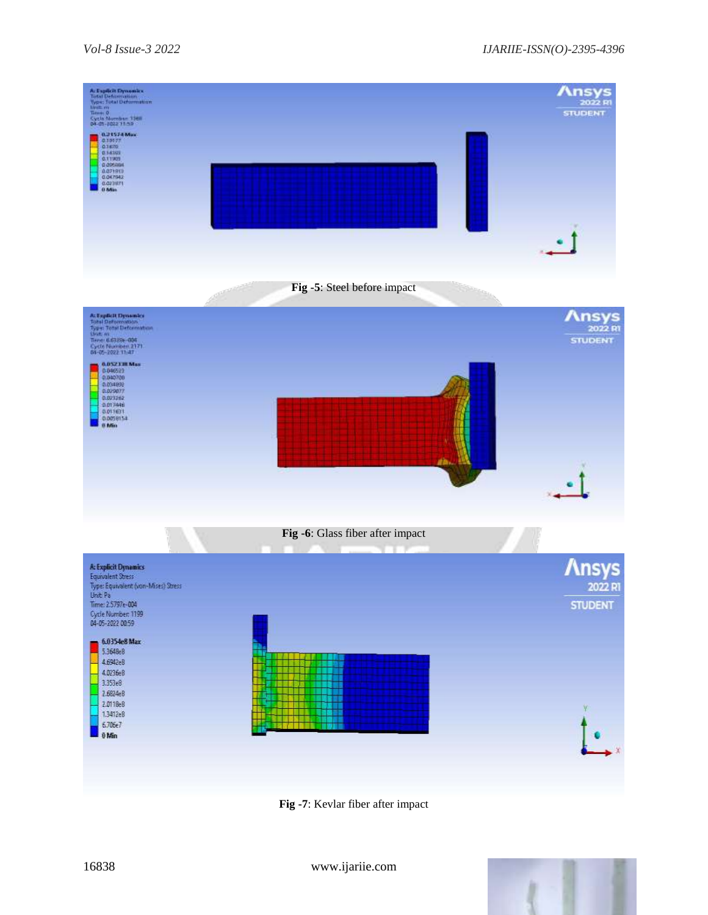Fig -5: Steel before impact

Fig -6: Glass fiber after impact

Fig -7: Kevlar fiber after impact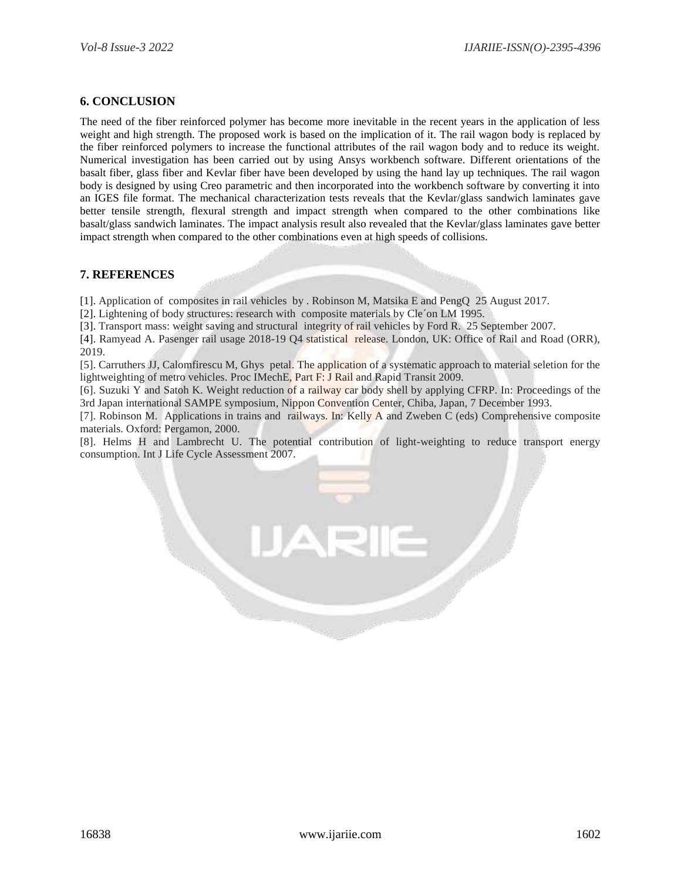## 6. CONCLUSION

The need of the fiber reinforced polymer has become more inevitable in the recent years in the application of less weight and high strength. The proposed work is based on the implication of it. The rail wagon body is replaced by the fiber reinforced polymers to increase the functional attributes of the rail wagon body and to reduce its weight. Numerical investigation has been carried out by using Ansys workbench software. Different orientations of the basalt fiber, glass fiber and Kevlar fiber have been developed by using the hand lay up techniques. The rail wagon body is designed by using Creo parametric and then incorporated into the workbench software by converting it into an IGES file format. The mechanical characterization tests reveals that the Kevlar/glass sandwich laminates gave better tensile strength, flexural strength and impact strength when compared to the other combinations like basalt/glass sandwich laminates. The impact analysis result also revealed that the Kevlar/glass laminates gave better impact strength when compared to the other combinations even at high speeds of collisions.

## 7. REFERENCES

[1]. Application of composites in rail vehicles by . Robinson M, Matsika E and PengQ 25 August 2017.

[2]. Lightening of body structures: research with composite materials by Cle´on LM 1995.

[3]. Transport mass: weight saving and structural integrity of rail vehicles by Ford R. 25 September 2007.

[4]. Ramyead A. Pasenger rail usage 2018-19 Q4 statistical release. London, UK: Office of Rail and Road (ORR), 2019.

[5]. Carruthers JJ, Calomfirescu M, Ghys petal. The application of a systematic approach to material seletion for the lightweighting of metro vehicles. Proc IMechE, Part F: J Rail and Rapid Transit 2009.

[6]. Suzuki Y and Satoh K. Weight reduction of a railway car body shell by applying CFRP. In: Proceedings of the 3rd Japan international SAMPE symposium, Nippon Convention Center, Chiba, Japan, 7 December 1993.

[7]. Robinson M. Applications in trains and railways. In: Kelly A and Zweben C (eds) Comprehensive composite materials. Oxford: Pergamon, 2000.

[8]. Helms H and Lambrecht U. The potential contribution of light-weighting to reduce transport energy consumption. Int J Life Cycle Assessment 2007.